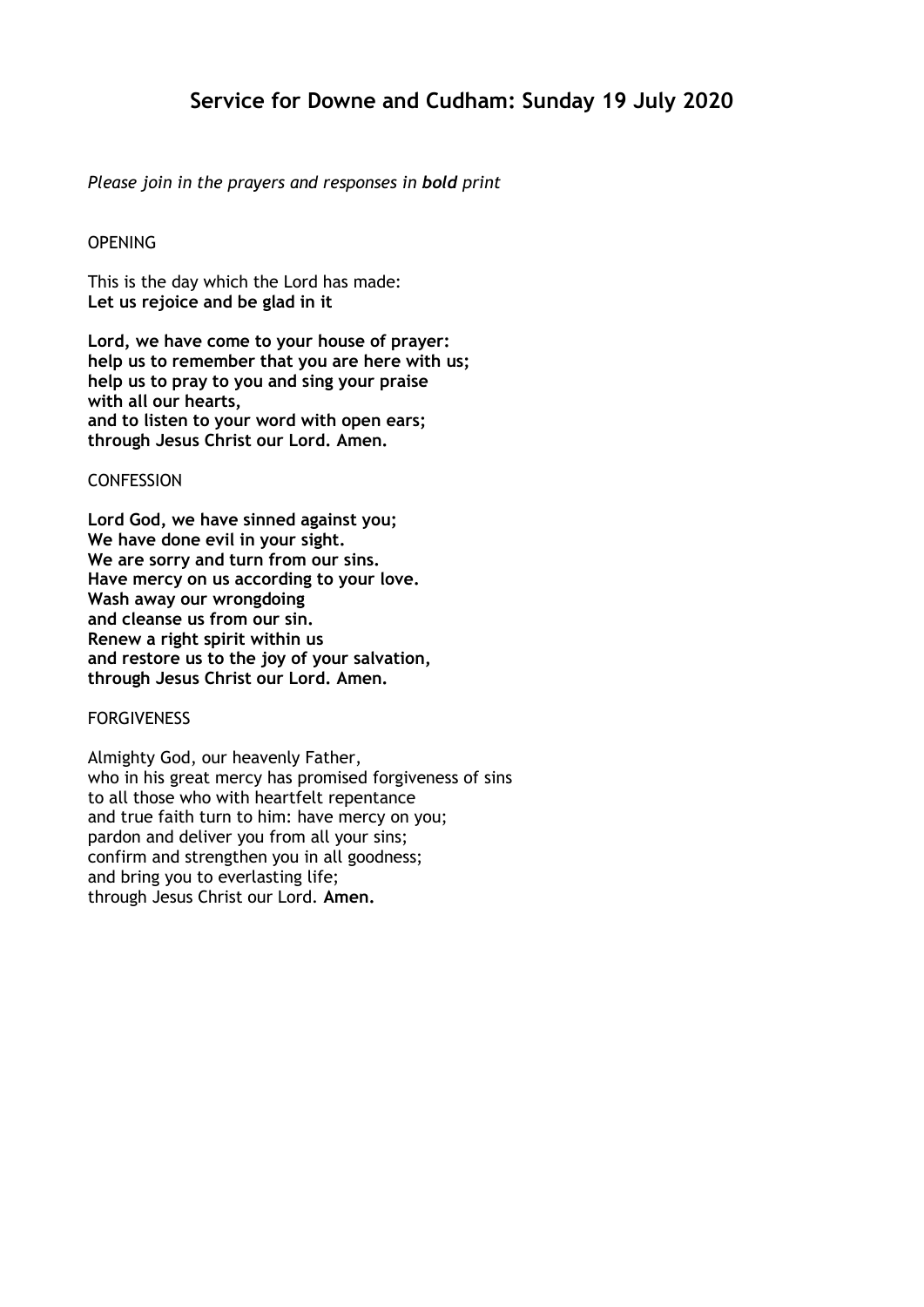# Service for Downe and Cudham: Sunday 19 July 2020

*Please join in the prayers and responses in **bold** print*

OPENING

This is the day which the Lord has made:
**Let us rejoice and be glad in it**

**Lord, we have come to your house of prayer:**
**help us to remember that you are here with us;**
**help us to pray to you and sing your praise**
**with all our hearts,**
**and to listen to your word with open ears;**
**through Jesus Christ our Lord. Amen.**

CONFESSION

**Lord God, we have sinned against you;**
**We have done evil in your sight.**
**We are sorry and turn from our sins.**
**Have mercy on us according to your love.**
**Wash away our wrongdoing**
**and cleanse us from our sin.**
**Renew a right spirit within us**
**and restore us to the joy of your salvation,**
**through Jesus Christ our Lord. Amen.**

FORGIVENESS

Almighty God, our heavenly Father,
who in his great mercy has promised forgiveness of sins
to all those who with heartfelt repentance
and true faith turn to him: have mercy on you;
pardon and deliver you from all your sins;
confirm and strengthen you in all goodness;
and bring you to everlasting life;
through Jesus Christ our Lord. **Amen.**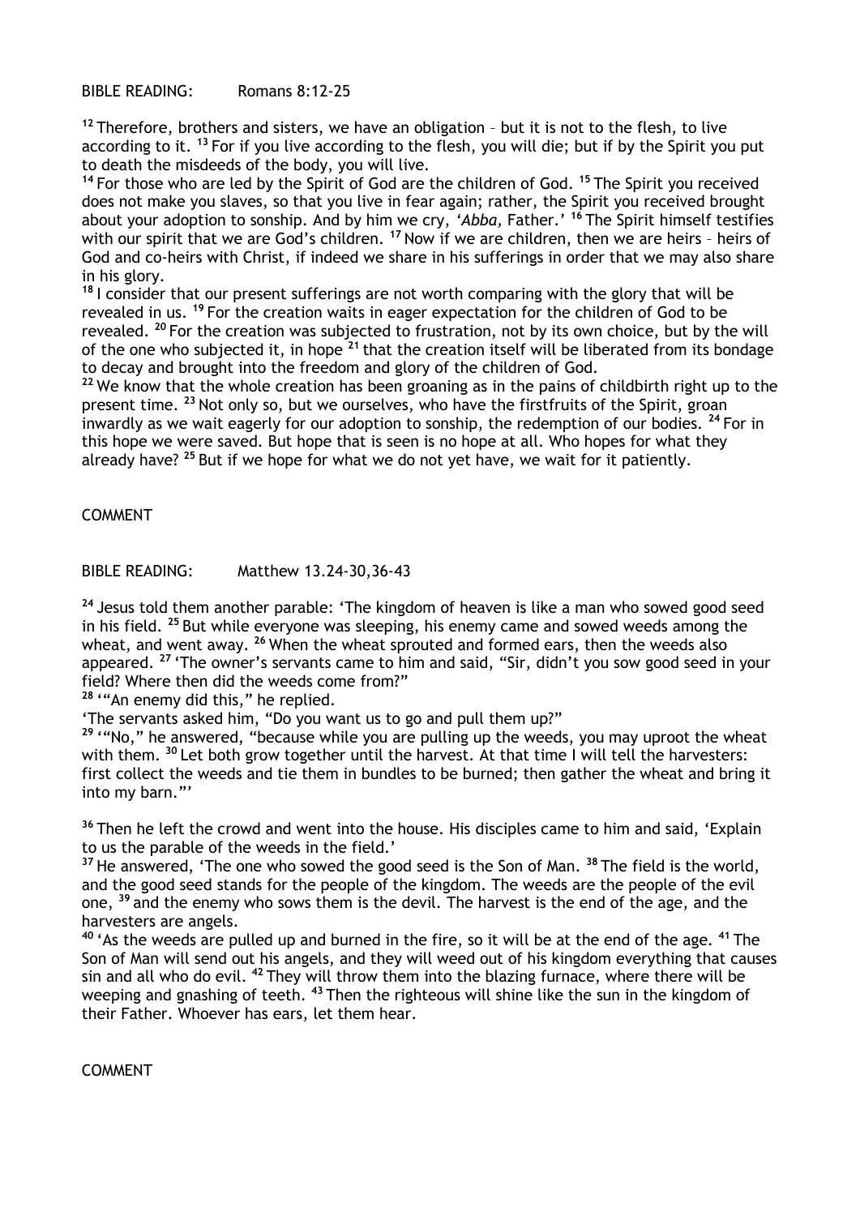BIBLE READING: Romans 8:12-25

[12] Therefore, brothers and sisters, we have an obligation – but it is not to the flesh, to live according to it. [13] For if you live according to the flesh, you will die; but if by the Spirit you put to death the misdeeds of the body, you will live.
[14] For those who are led by the Spirit of God are the children of God. [15] The Spirit you received does not make you slaves, so that you live in fear again; rather, the Spirit you received brought about your adoption to sonship. And by him we cry, *'Abba,* Father.' [16] The Spirit himself testifies with our spirit that we are God's children. [17] Now if we are children, then we are heirs – heirs of God and co-heirs with Christ, if indeed we share in his sufferings in order that we may also share in his glory.
[18] I consider that our present sufferings are not worth comparing with the glory that will be revealed in us. [19] For the creation waits in eager expectation for the children of God to be revealed. [20] For the creation was subjected to frustration, not by its own choice, but by the will of the one who subjected it, in hope [21] that the creation itself will be liberated from its bondage to decay and brought into the freedom and glory of the children of God.
[22] We know that the whole creation has been groaning as in the pains of childbirth right up to the present time. [23] Not only so, but we ourselves, who have the firstfruits of the Spirit, groan inwardly as we wait eagerly for our adoption to sonship, the redemption of our bodies. [24] For in this hope we were saved. But hope that is seen is no hope at all. Who hopes for what they already have? [25] But if we hope for what we do not yet have, we wait for it patiently.

COMMENT

BIBLE READING: Matthew 13.24-30,36-43

[24] Jesus told them another parable: 'The kingdom of heaven is like a man who sowed good seed in his field. [25] But while everyone was sleeping, his enemy came and sowed weeds among the wheat, and went away. [26] When the wheat sprouted and formed ears, then the weeds also appeared. [27] 'The owner's servants came to him and said, "Sir, didn't you sow good seed in your field? Where then did the weeds come from?"
[28] '"An enemy did this," he replied.
'The servants asked him, "Do you want us to go and pull them up?"
[29] '"No," he answered, "because while you are pulling up the weeds, you may uproot the wheat with them. [30] Let both grow together until the harvest. At that time I will tell the harvesters: first collect the weeds and tie them in bundles to be burned; then gather the wheat and bring it into my barn."'

[36] Then he left the crowd and went into the house. His disciples came to him and said, 'Explain to us the parable of the weeds in the field.'
[37] He answered, 'The one who sowed the good seed is the Son of Man. [38] The field is the world, and the good seed stands for the people of the kingdom. The weeds are the people of the evil one, [39] and the enemy who sows them is the devil. The harvest is the end of the age, and the harvesters are angels.
[40] 'As the weeds are pulled up and burned in the fire, so it will be at the end of the age. [41] The Son of Man will send out his angels, and they will weed out of his kingdom everything that causes sin and all who do evil. [42] They will throw them into the blazing furnace, where there will be weeping and gnashing of teeth. [43] Then the righteous will shine like the sun in the kingdom of their Father. Whoever has ears, let them hear.

COMMENT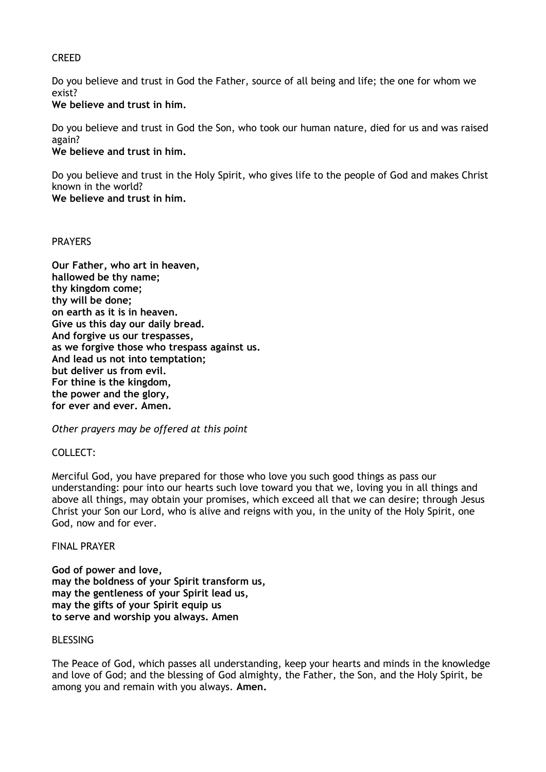CREED

Do you believe and trust in God the Father, source of all being and life; the one for whom we exist?
**We believe and trust in him.**

Do you believe and trust in God the Son, who took our human nature, died for us and was raised again?
**We believe and trust in him.**

Do you believe and trust in the Holy Spirit, who gives life to the people of God and makes Christ known in the world?
**We believe and trust in him.**

PRAYERS

**Our Father, who art in heaven,**
**hallowed be thy name;**
**thy kingdom come;**
**thy will be done;**
**on earth as it is in heaven.**
**Give us this day our daily bread.**
**And forgive us our trespasses,**
**as we forgive those who trespass against us.**
**And lead us not into temptation;**
**but deliver us from evil.**
**For thine is the kingdom,**
**the power and the glory,**
**for ever and ever. Amen.**

*Other prayers may be offered at this point*

COLLECT:

Merciful God, you have prepared for those who love you such good things as pass our understanding: pour into our hearts such love toward you that we, loving you in all things and above all things, may obtain your promises, which exceed all that we can desire; through Jesus Christ your Son our Lord, who is alive and reigns with you, in the unity of the Holy Spirit, one God, now and for ever.

FINAL PRAYER

**God of power and love,**
**may the boldness of your Spirit transform us,**
**may the gentleness of your Spirit lead us,**
**may the gifts of your Spirit equip us**
**to serve and worship you always. Amen**

BLESSING

The Peace of God, which passes all understanding, keep your hearts and minds in the knowledge and love of God; and the blessing of God almighty, the Father, the Son, and the Holy Spirit, be among you and remain with you always. **Amen.**